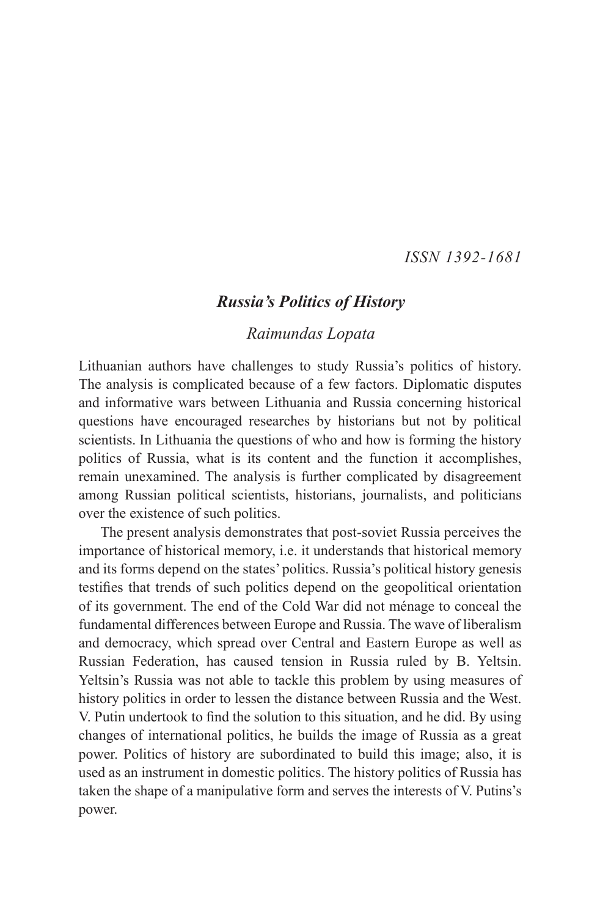*ISSN 1392-1681*

## *Russia's Politics of History*

*Raimundas Lopata*

Lithuanian authors have challenges to study Russia's politics of history. The analysis is complicated because of a few factors. Diplomatic disputes and informative wars between Lithuania and Russia concerning historical questions have encouraged researches by historians but not by political scientists. In Lithuania the questions of who and how is forming the history politics of Russia, what is its content and the function it accomplishes, remain unexamined. The analysis is further complicated by disagreement among Russian political scientists, historians, journalists, and politicians over the existence of such politics.

The present analysis demonstrates that post-soviet Russia perceives the importance of historical memory, i.e. it understands that historical memory and its forms depend on the states' politics. Russia's political history genesis testifies that trends of such politics depend on the geopolitical orientation of its government. The end of the Cold War did not ménage to conceal the fundamental differences between Europe and Russia. The wave of liberalism and democracy, which spread over Central and Eastern Europe as well as Russian Federation, has caused tension in Russia ruled by B. Yeltsin. Yeltsin's Russia was not able to tackle this problem by using measures of history politics in order to lessen the distance between Russia and the West. V. Putin undertook to find the solution to this situation, and he did. By using changes of international politics, he builds the image of Russia as a great power. Politics of history are subordinated to build this image; also, it is used as an instrument in domestic politics. The history politics of Russia has taken the shape of a manipulative form and serves the interests of V. Putins's power.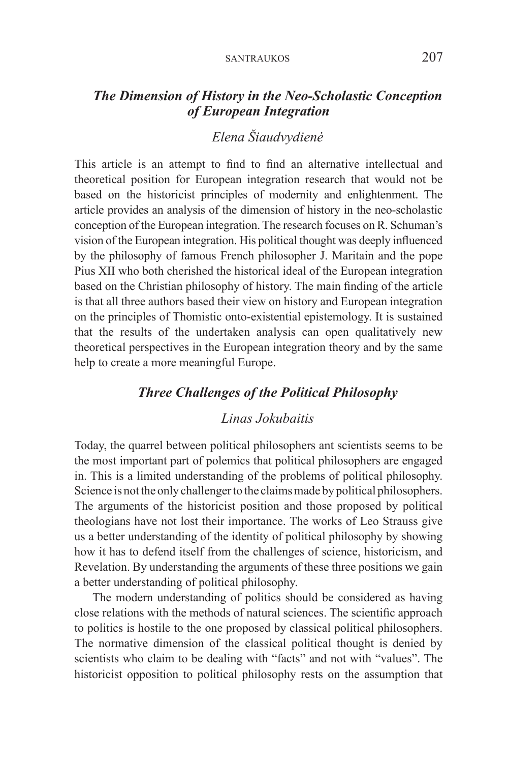## *The Dimension of History in the Neo-Scholastic Conception of European Integration*

*Elena Šiaudvydienė*

This article is an attempt to find to find an alternative intellectual and theoretical position for European integration research that would not be based on the historicist principles of modernity and enlightenment. The article provides an analysis of the dimension of history in the neo-scholastic conception of the European integration. The research focuses on R. Schuman's vision of the European integration. His political thought was deeply influenced by the philosophy of famous French philosopher J. Maritain and the pope Pius XII who both cherished the historical ideal of the European integration based on the Christian philosophy of history. The main finding of the article is that all three authors based their view on history and European integration on the principles of Thomistic onto-existential epistemology. It is sustained that the results of the undertaken analysis can open qualitatively new theoretical perspectives in the European integration theory and by the same help to create a more meaningful Europe.

## *Three Challenges of the Political Philosophy*

*Linas Jokubaitis*

Today, the quarrel between political philosophers ant scientists seems to be the most important part of polemics that political philosophers are engaged in. This is a limited understanding of the problems of political philosophy. Science is not the only challenger to the claims made by political philosophers. The arguments of the historicist position and those proposed by political theologians have not lost their importance. The works of Leo Strauss give us a better understanding of the identity of political philosophy by showing how it has to defend itself from the challenges of science, historicism, and Revelation. By understanding the arguments of these three positions we gain a better understanding of political philosophy.

The modern understanding of politics should be considered as having close relations with the methods of natural sciences. The scientific approach to politics is hostile to the one proposed by classical political philosophers. The normative dimension of the classical political thought is denied by scientists who claim to be dealing with "facts" and not with "values". The historicist opposition to political philosophy rests on the assumption that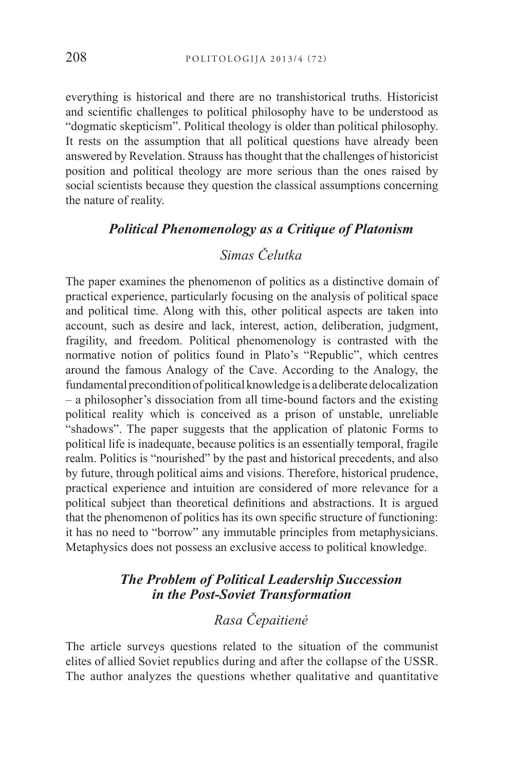everything is historical and there are no transhistorical truths. Historicist and scientific challenges to political philosophy have to be understood as "dogmatic skepticism". Political theology is older than political philosophy. It rests on the assumption that all political questions have already been answered by Revelation. Strauss has thought that the challenges of historicist position and political theology are more serious than the ones raised by social scientists because they question the classical assumptions concerning the nature of reality.

### *Political Phenomenology as a Critique of Platonism*

*Simas Čelutka*

The paper examines the phenomenon of politics as a distinctive domain of practical experience, particularly focusing on the analysis of political space and political time. Along with this, other political aspects are taken into account, such as desire and lack, interest, action, deliberation, judgment, fragility, and freedom. Political phenomenology is contrasted with the normative notion of politics found in Plato's "Republic", which centres around the famous Analogy of the Cave. According to the Analogy, the fundamental precondition of political knowledge is a deliberate delocalization – a philosopher's dissociation from all time-bound factors and the existing political reality which is conceived as a prison of unstable, unreliable "shadows". The paper suggests that the application of platonic Forms to political life is inadequate, because politics is an essentially temporal, fragile realm. Politics is "nourished" by the past and historical precedents, and also by future, through political aims and visions. Therefore, historical prudence, practical experience and intuition are considered of more relevance for a political subject than theoretical definitions and abstractions. It is argued that the phenomenon of politics has its own specific structure of functioning: it has no need to "borrow" any immutable principles from metaphysicians. Metaphysics does not possess an exclusive access to political knowledge.

### *The Problem of Political Leadership Succession in the Post-Soviet Transformation*

*Rasa Čepaitienė*

The article surveys questions related to the situation of the communist elites of allied Soviet republics during and after the collapse of the USSR. The author analyzes the questions whether qualitative and quantitative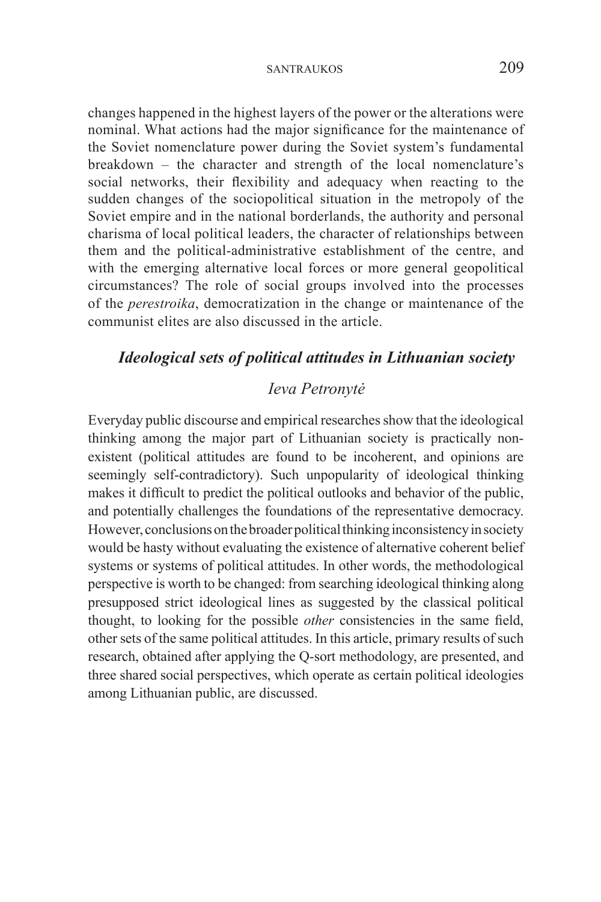changes happened in the highest layers of the power or the alterations were nominal. What actions had the major significance for the maintenance of the Soviet nomenclature power during the Soviet system's fundamental breakdown – the character and strength of the local nomenclature's social networks, their flexibility and adequacy when reacting to the sudden changes of the sociopolitical situation in the metropoly of the Soviet empire and in the national borderlands, the authority and personal charisma of local political leaders, the character of relationships between them and the political-administrative establishment of the centre, and with the emerging alternative local forces or more general geopolitical circumstances? The role of social groups involved into the processes of the *perestroika*, democratization in the change or maintenance of the communist elites are also discussed in the article.

## *Ideological sets of political attitudes in Lithuanian society*

*Ieva Petronytė*

Everyday public discourse and empirical researches show that the ideological thinking among the major part of Lithuanian society is practically non-existent (political attitudes are found to be incoherent, and opinions are seemingly self-contradictory). Such unpopularity of ideological thinking makes it difficult to predict the political outlooks and behavior of the public, and potentially challenges the foundations of the representative democracy. However, conclusions on the broader political thinking inconsistency in society would be hasty without evaluating the existence of alternative coherent belief systems or systems of political attitudes. In other words, the methodological perspective is worth to be changed: from searching ideological thinking along presupposed strict ideological lines as suggested by the classical political thought, to looking for the possible *other* consistencies in the same field, other sets of the same political attitudes. In this article, primary results of such research, obtained after applying the Q-sort methodology, are presented, and three shared social perspectives, which operate as certain political ideologies among Lithuanian public, are discussed.